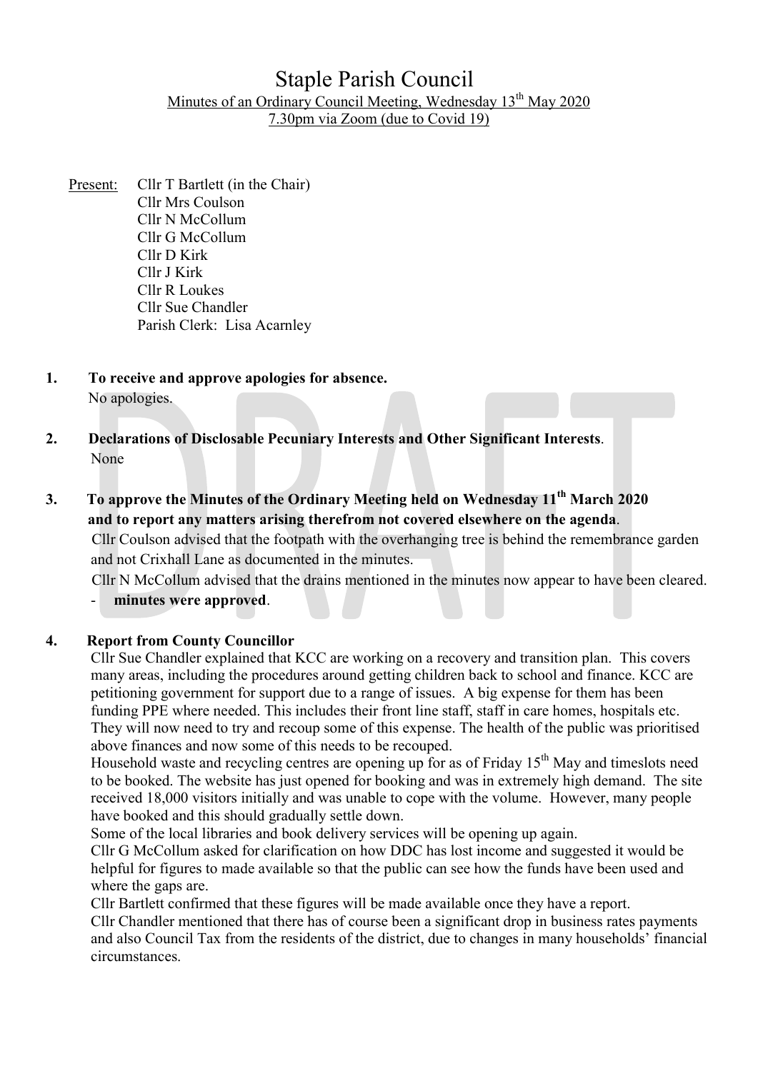# Staple Parish Council

Minutes of an Ordinary Council Meeting, Wednesday 13th May 2020
7.30pm via Zoom (due to Covid 19)

Present: Cllr T Bartlett (in the Chair)
Cllr Mrs Coulson
Cllr N McCollum
Cllr G McCollum
Cllr D Kirk
Cllr J Kirk
Cllr R Loukes
Cllr Sue Chandler
Parish Clerk: Lisa Acarnley

**1. To receive and approve apologies for absence.**

No apologies.

**2. Declarations of Disclosable Pecuniary Interests and Other Significant Interests**.

None

**3. To approve the Minutes of the Ordinary Meeting held on Wednesday 11th March 2020 and to report any matters arising therefrom not covered elsewhere on the agenda**.

Cllr Coulson advised that the footpath with the overhanging tree is behind the remembrance garden and not Crixhall Lane as documented in the minutes.

Cllr N McCollum advised that the drains mentioned in the minutes now appear to have been cleared.

- **minutes were approved**.

**4. Report from County Councillor**

Cllr Sue Chandler explained that KCC are working on a recovery and transition plan. This covers many areas, including the procedures around getting children back to school and finance. KCC are petitioning government for support due to a range of issues. A big expense for them has been funding PPE where needed. This includes their front line staff, staff in care homes, hospitals etc. They will now need to try and recoup some of this expense. The health of the public was prioritised above finances and now some of this needs to be recouped.

Household waste and recycling centres are opening up for as of Friday 15th May and timeslots need to be booked. The website has just opened for booking and was in extremely high demand. The site received 18,000 visitors initially and was unable to cope with the volume. However, many people have booked and this should gradually settle down.

Some of the local libraries and book delivery services will be opening up again.

Cllr G McCollum asked for clarification on how DDC has lost income and suggested it would be helpful for figures to made available so that the public can see how the funds have been used and where the gaps are.

Cllr Bartlett confirmed that these figures will be made available once they have a report.

Cllr Chandler mentioned that there has of course been a significant drop in business rates payments and also Council Tax from the residents of the district, due to changes in many households' financial circumstances.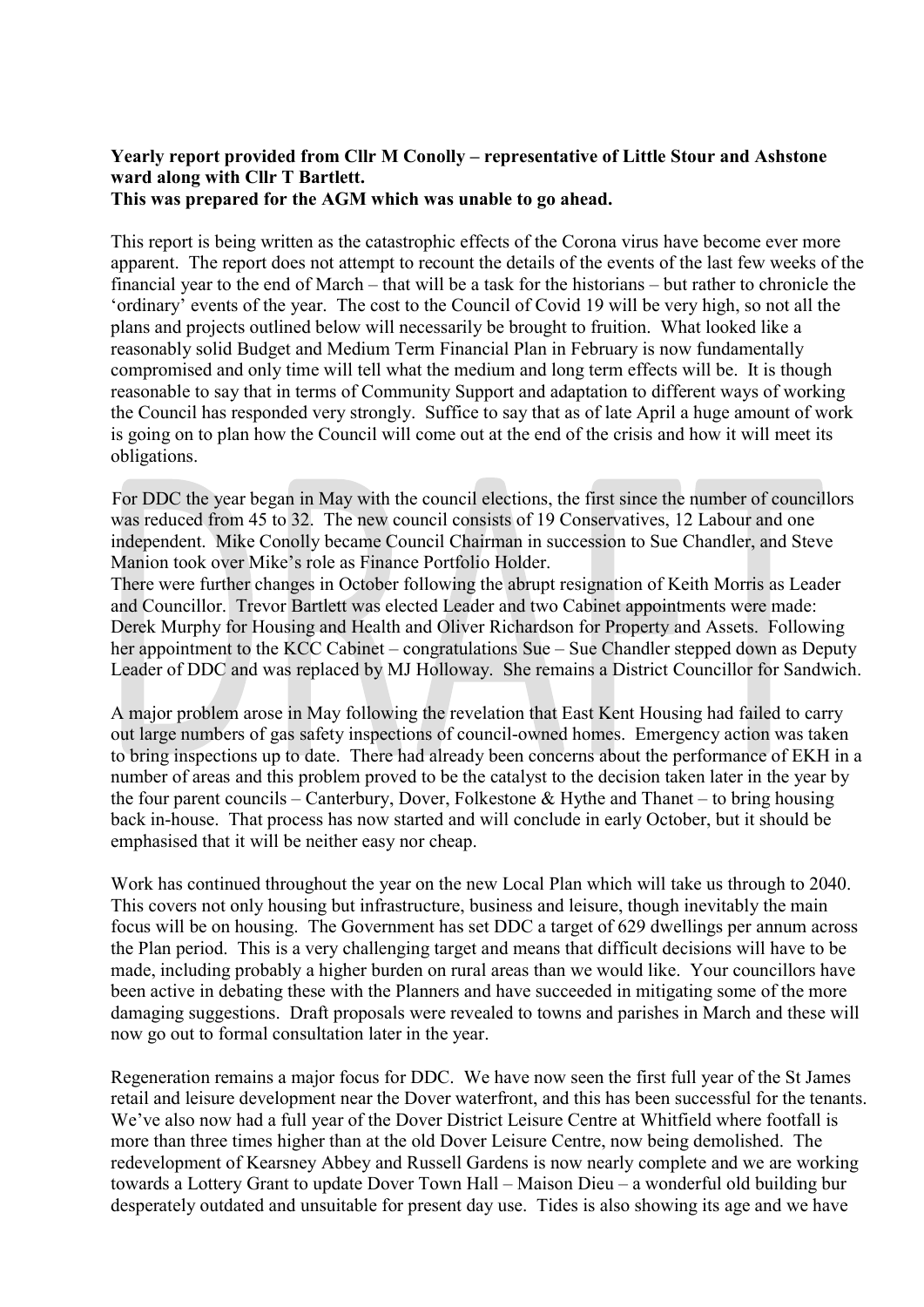**Yearly report provided from Cllr M Conolly – representative of Little Stour and Ashstone ward along with Cllr T Bartlett.**
**This was prepared for the AGM which was unable to go ahead.**

This report is being written as the catastrophic effects of the Corona virus have become ever more apparent. The report does not attempt to recount the details of the events of the last few weeks of the financial year to the end of March – that will be a task for the historians – but rather to chronicle the 'ordinary' events of the year. The cost to the Council of Covid 19 will be very high, so not all the plans and projects outlined below will necessarily be brought to fruition. What looked like a reasonably solid Budget and Medium Term Financial Plan in February is now fundamentally compromised and only time will tell what the medium and long term effects will be. It is though reasonable to say that in terms of Community Support and adaptation to different ways of working the Council has responded very strongly. Suffice to say that as of late April a huge amount of work is going on to plan how the Council will come out at the end of the crisis and how it will meet its obligations.

For DDC the year began in May with the council elections, the first since the number of councillors was reduced from 45 to 32. The new council consists of 19 Conservatives, 12 Labour and one independent. Mike Conolly became Council Chairman in succession to Sue Chandler, and Steve Manion took over Mike's role as Finance Portfolio Holder.
There were further changes in October following the abrupt resignation of Keith Morris as Leader and Councillor. Trevor Bartlett was elected Leader and two Cabinet appointments were made: Derek Murphy for Housing and Health and Oliver Richardson for Property and Assets. Following her appointment to the KCC Cabinet – congratulations Sue – Sue Chandler stepped down as Deputy Leader of DDC and was replaced by MJ Holloway. She remains a District Councillor for Sandwich.

A major problem arose in May following the revelation that East Kent Housing had failed to carry out large numbers of gas safety inspections of council-owned homes. Emergency action was taken to bring inspections up to date. There had already been concerns about the performance of EKH in a number of areas and this problem proved to be the catalyst to the decision taken later in the year by the four parent councils – Canterbury, Dover, Folkestone & Hythe and Thanet – to bring housing back in-house. That process has now started and will conclude in early October, but it should be emphasised that it will be neither easy nor cheap.

Work has continued throughout the year on the new Local Plan which will take us through to 2040. This covers not only housing but infrastructure, business and leisure, though inevitably the main focus will be on housing. The Government has set DDC a target of 629 dwellings per annum across the Plan period. This is a very challenging target and means that difficult decisions will have to be made, including probably a higher burden on rural areas than we would like. Your councillors have been active in debating these with the Planners and have succeeded in mitigating some of the more damaging suggestions. Draft proposals were revealed to towns and parishes in March and these will now go out to formal consultation later in the year.

Regeneration remains a major focus for DDC. We have now seen the first full year of the St James retail and leisure development near the Dover waterfront, and this has been successful for the tenants. We've also now had a full year of the Dover District Leisure Centre at Whitfield where footfall is more than three times higher than at the old Dover Leisure Centre, now being demolished. The redevelopment of Kearsney Abbey and Russell Gardens is now nearly complete and we are working towards a Lottery Grant to update Dover Town Hall – Maison Dieu – a wonderful old building bur desperately outdated and unsuitable for present day use. Tides is also showing its age and we have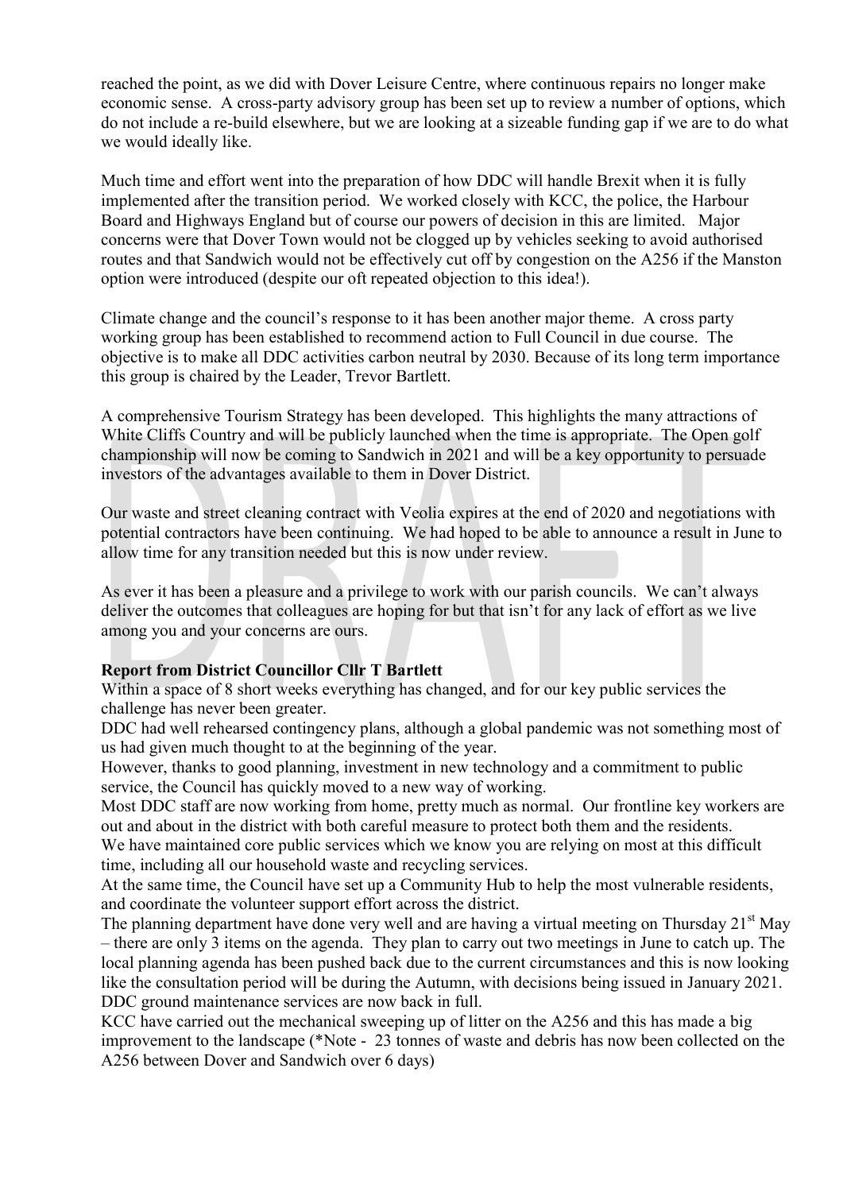reached the point, as we did with Dover Leisure Centre, where continuous repairs no longer make economic sense. A cross-party advisory group has been set up to review a number of options, which do not include a re-build elsewhere, but we are looking at a sizeable funding gap if we are to do what we would ideally like.

Much time and effort went into the preparation of how DDC will handle Brexit when it is fully implemented after the transition period. We worked closely with KCC, the police, the Harbour Board and Highways England but of course our powers of decision in this are limited. Major concerns were that Dover Town would not be clogged up by vehicles seeking to avoid authorised routes and that Sandwich would not be effectively cut off by congestion on the A256 if the Manston option were introduced (despite our oft repeated objection to this idea!).

Climate change and the council's response to it has been another major theme. A cross party working group has been established to recommend action to Full Council in due course. The objective is to make all DDC activities carbon neutral by 2030. Because of its long term importance this group is chaired by the Leader, Trevor Bartlett.

A comprehensive Tourism Strategy has been developed. This highlights the many attractions of White Cliffs Country and will be publicly launched when the time is appropriate. The Open golf championship will now be coming to Sandwich in 2021 and will be a key opportunity to persuade investors of the advantages available to them in Dover District.

Our waste and street cleaning contract with Veolia expires at the end of 2020 and negotiations with potential contractors have been continuing. We had hoped to be able to announce a result in June to allow time for any transition needed but this is now under review.

As ever it has been a pleasure and a privilege to work with our parish councils. We can't always deliver the outcomes that colleagues are hoping for but that isn't for any lack of effort as we live among you and your concerns are ours.

**Report from District Councillor Cllr T Bartlett**

Within a space of 8 short weeks everything has changed, and for our key public services the challenge has never been greater.

DDC had well rehearsed contingency plans, although a global pandemic was not something most of us had given much thought to at the beginning of the year.

However, thanks to good planning, investment in new technology and a commitment to public service, the Council has quickly moved to a new way of working.

Most DDC staff are now working from home, pretty much as normal. Our frontline key workers are out and about in the district with both careful measure to protect both them and the residents.

We have maintained core public services which we know you are relying on most at this difficult time, including all our household waste and recycling services.

At the same time, the Council have set up a Community Hub to help the most vulnerable residents, and coordinate the volunteer support effort across the district.

The planning department have done very well and are having a virtual meeting on Thursday 21st May – there are only 3 items on the agenda. They plan to carry out two meetings in June to catch up. The local planning agenda has been pushed back due to the current circumstances and this is now looking like the consultation period will be during the Autumn, with decisions being issued in January 2021.

DDC ground maintenance services are now back in full.

KCC have carried out the mechanical sweeping up of litter on the A256 and this has made a big improvement to the landscape (*Note - 23 tonnes of waste and debris has now been collected on the A256 between Dover and Sandwich over 6 days)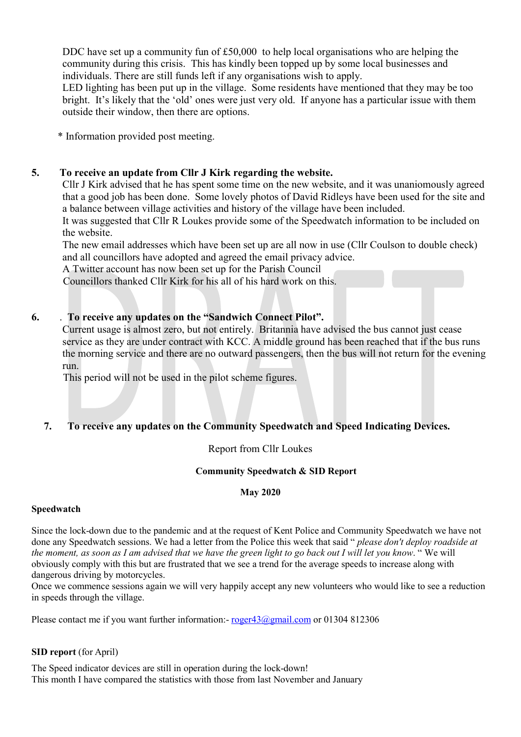DDC have set up a community fun of £50,000 to help local organisations who are helping the community during this crisis. This has kindly been topped up by some local businesses and individuals. There are still funds left if any organisations wish to apply.
LED lighting has been put up in the village. Some residents have mentioned that they may be too bright. It's likely that the 'old' ones were just very old. If anyone has a particular issue with them outside their window, then there are options.

\* Information provided post meeting.

**5. To receive an update from Cllr J Kirk regarding the website.**

Cllr J Kirk advised that he has spent some time on the new website, and it was unaniomously agreed that a good job has been done. Some lovely photos of David Ridleys have been used for the site and a balance between village activities and history of the village have been included.
It was suggested that Cllr R Loukes provide some of the Speedwatch information to be included on the website.
The new email addresses which have been set up are all now in use (Cllr Coulson to double check) and all councillors have adopted and agreed the email privacy advice.
A Twitter account has now been set up for the Parish Council
Councillors thanked Cllr Kirk for his all of his hard work on this.

**6. . To receive any updates on the "Sandwich Connect Pilot".**

Current usage is almost zero, but not entirely. Britannia have advised the bus cannot just cease service as they are under contract with KCC. A middle ground has been reached that if the bus runs the morning service and there are no outward passengers, then the bus will not return for the evening run.
This period will not be used in the pilot scheme figures.

**7. To receive any updates on the Community Speedwatch and Speed Indicating Devices.**

Report from Cllr Loukes

**Community Speedwatch & SID Report**

**May 2020**

**Speedwatch**

Since the lock-down due to the pandemic and at the request of Kent Police and Community Speedwatch we have not done any Speedwatch sessions. We had a letter from the Police this week that said " *please don't deploy roadside at the moment, as soon as I am advised that we have the green light to go back out I will let you know*. " We will obviously comply with this but are frustrated that we see a trend for the average speeds to increase along with dangerous driving by motorcycles.
Once we commence sessions again we will very happily accept any new volunteers who would like to see a reduction in speeds through the village.

Please contact me if you want further information:- roger43@gmail.com or 01304 812306

**SID report** (for April)

The Speed indicator devices are still in operation during the lock-down!
This month I have compared the statistics with those from last November and January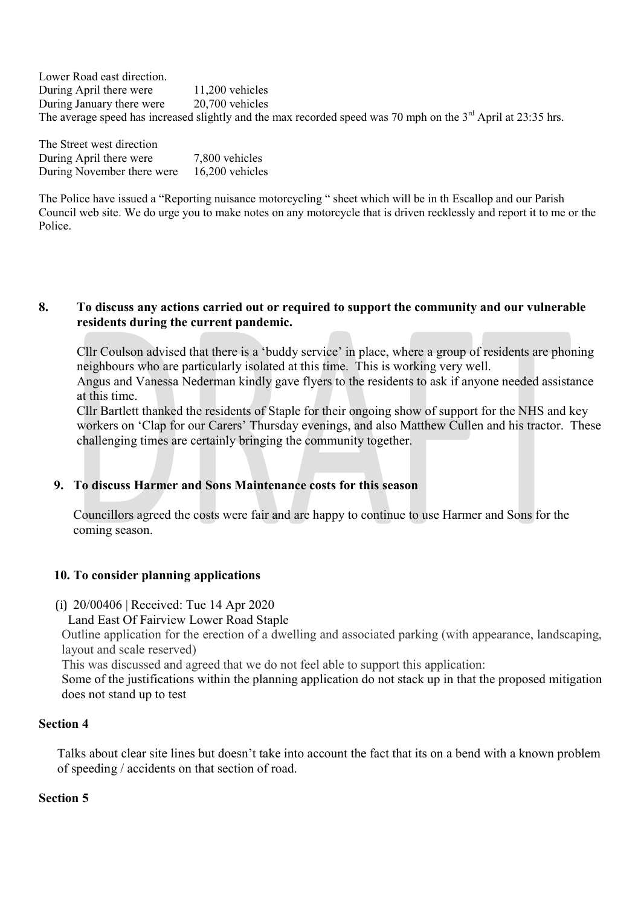Lower Road east direction.
During April there were 11,200 vehicles
During January there were 20,700 vehicles
The average speed has increased slightly and the max recorded speed was 70 mph on the 3rd April at 23:35 hrs.

The Street west direction
During April there were 7,800 vehicles
During November there were 16,200 vehicles

The Police have issued a "Reporting nuisance motorcycling " sheet which will be in th Escallop and our Parish Council web site. We do urge you to make notes on any motorcycle that is driven recklessly and report it to me or the Police.

**8. To discuss any actions carried out or required to support the community and our vulnerable residents during the current pandemic.**

Cllr Coulson advised that there is a 'buddy service' in place, where a group of residents are phoning neighbours who are particularly isolated at this time. This is working very well.
Angus and Vanessa Nederman kindly gave flyers to the residents to ask if anyone needed assistance at this time.
Cllr Bartlett thanked the residents of Staple for their ongoing show of support for the NHS and key workers on 'Clap for our Carers' Thursday evenings, and also Matthew Cullen and his tractor. These challenging times are certainly bringing the community together.

**9. To discuss Harmer and Sons Maintenance costs for this season**

Councillors agreed the costs were fair and are happy to continue to use Harmer and Sons for the coming season.

**10. To consider planning applications**

(i) 20/00406 | Received: Tue 14 Apr 2020
Land East Of Fairview Lower Road Staple
Outline application for the erection of a dwelling and associated parking (with appearance, landscaping, layout and scale reserved)
This was discussed and agreed that we do not feel able to support this application:
Some of the justifications within the planning application do not stack up in that the proposed mitigation does not stand up to test

**Section 4**

Talks about clear site lines but doesn't take into account the fact that its on a bend with a known problem of speeding / accidents on that section of road.

**Section 5**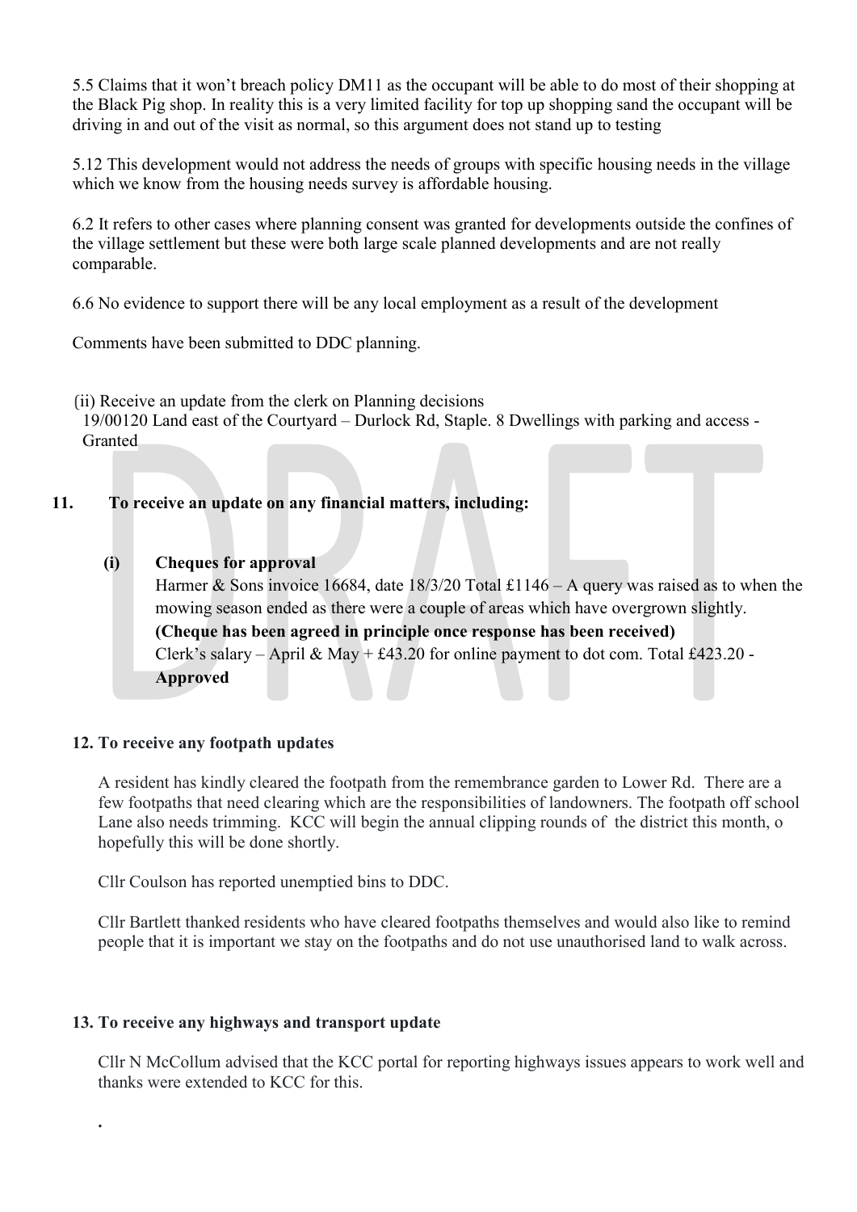5.5 Claims that it won't breach policy DM11 as the occupant will be able to do most of their shopping at the Black Pig shop. In reality this is a very limited facility for top up shopping sand the occupant will be driving in and out of the visit as normal, so this argument does not stand up to testing

5.12 This development would not address the needs of groups with specific housing needs in the village which we know from the housing needs survey is affordable housing.

6.2 It refers to other cases where planning consent was granted for developments outside the confines of the village settlement but these were both large scale planned developments and are not really comparable.

6.6 No evidence to support there will be any local employment as a result of the development

Comments have been submitted to DDC planning.

(ii) Receive an update from the clerk on Planning decisions
19/00120 Land east of the Courtyard – Durlock Rd, Staple. 8 Dwellings with parking and access - Granted

## 11. To receive an update on any financial matters, including:

**(i) Cheques for approval**

Harmer & Sons invoice 16684, date 18/3/20 Total £1146 – A query was raised as to when the mowing season ended as there were a couple of areas which have overgrown slightly.
**(Cheque has been agreed in principle once response has been received)**
Clerk's salary – April & May + £43.20 for online payment to dot com. Total £423.20 - **Approved**

## 12. To receive any footpath updates

A resident has kindly cleared the footpath from the remembrance garden to Lower Rd. There are a few footpaths that need clearing which are the responsibilities of landowners. The footpath off school Lane also needs trimming. KCC will begin the annual clipping rounds of the district this month, o hopefully this will be done shortly.

Cllr Coulson has reported unemptied bins to DDC.

Cllr Bartlett thanked residents who have cleared footpaths themselves and would also like to remind people that it is important we stay on the footpaths and do not use unauthorised land to walk across.

## 13. To receive any highways and transport update

Cllr N McCollum advised that the KCC portal for reporting highways issues appears to work well and thanks were extended to KCC for this.

.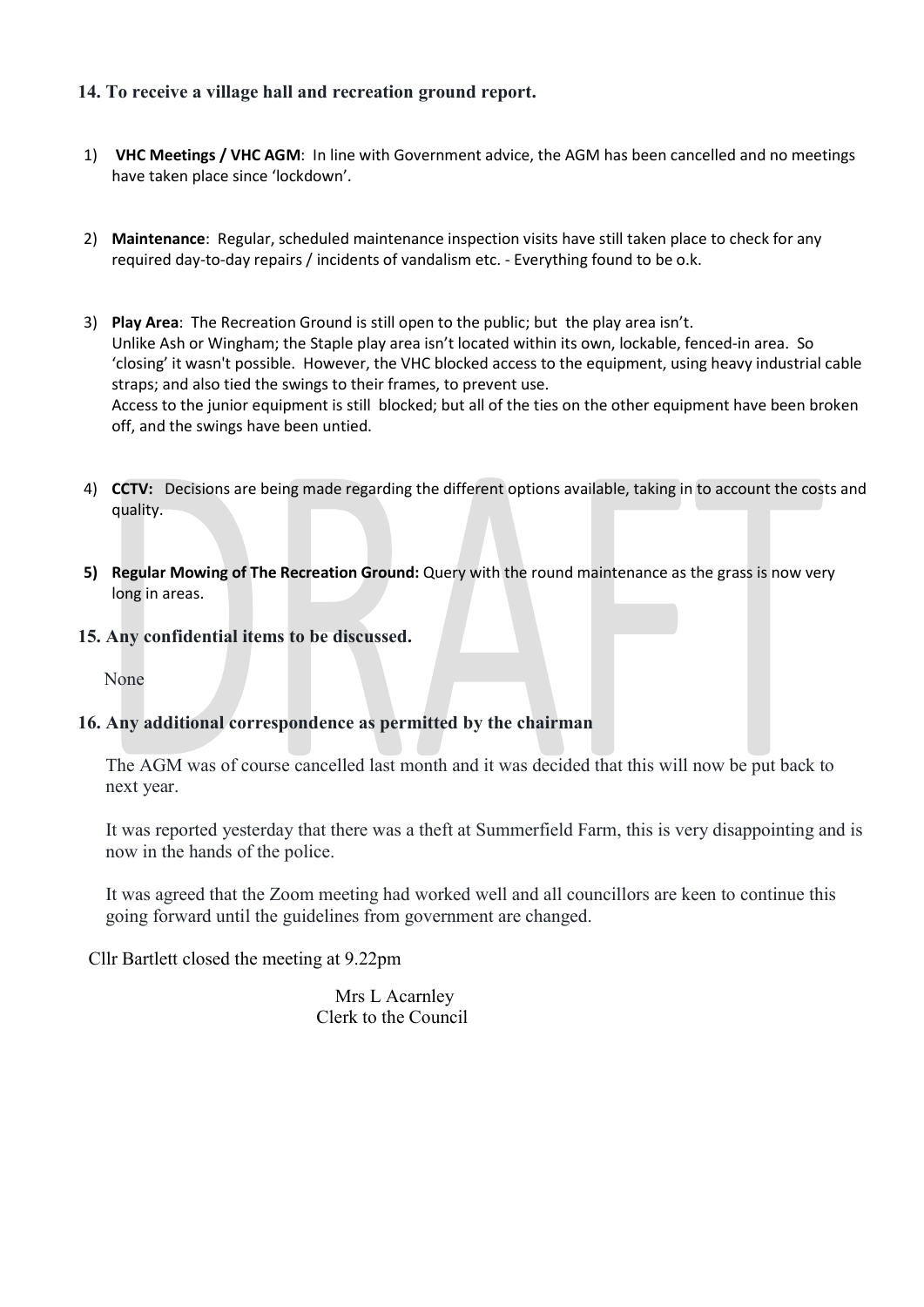## 14. To receive a village hall and recreation ground report.

1) **VHC Meetings / VHC AGM**: In line with Government advice, the AGM has been cancelled and no meetings have taken place since 'lockdown'.

2) **Maintenance**: Regular, scheduled maintenance inspection visits have still taken place to check for any required day-to-day repairs / incidents of vandalism etc. - Everything found to be o.k.

3) **Play Area**: The Recreation Ground is still open to the public; but the play area isn't. Unlike Ash or Wingham; the Staple play area isn't located within its own, lockable, fenced-in area. So 'closing' it wasn't possible. However, the VHC blocked access to the equipment, using heavy industrial cable straps; and also tied the swings to their frames, to prevent use.
Access to the junior equipment is still blocked; but all of the ties on the other equipment have been broken off, and the swings have been untied.

4) **CCTV:** Decisions are being made regarding the different options available, taking in to account the costs and quality.

5) **Regular Mowing of The Recreation Ground:** Query with the round maintenance as the grass is now very long in areas.

## 15. Any confidential items to be discussed.

None

## 16. Any additional correspondence as permitted by the chairman

The AGM was of course cancelled last month and it was decided that this will now be put back to next year.

It was reported yesterday that there was a theft at Summerfield Farm, this is very disappointing and is now in the hands of the police.

It was agreed that the Zoom meeting had worked well and all councillors are keen to continue this going forward until the guidelines from government are changed.

Cllr Bartlett closed the meeting at 9.22pm

Mrs L Acarnley
Clerk to the Council